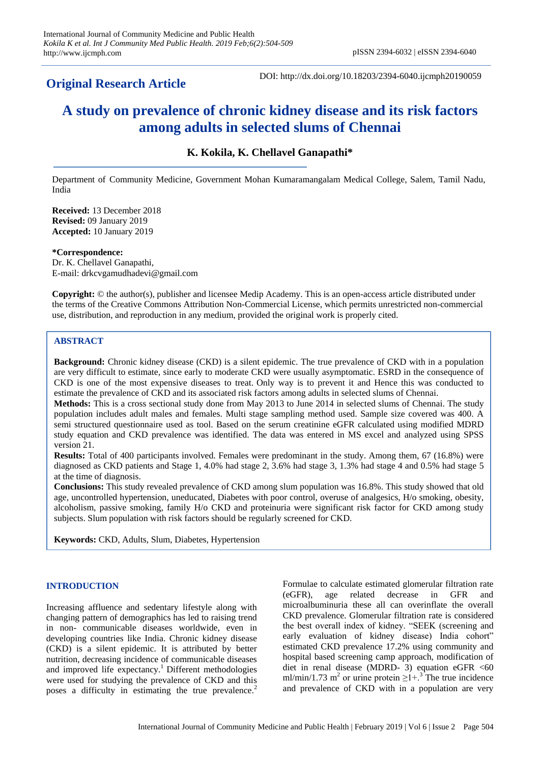**Original Research Article**

DOI: http://dx.doi.org/10.18203/2394-6040.ijcmph20190059

# A study on prevalence of chronic kidney disease and its risk factors among adults in selected slums of Chennai

**K. Kokila, K. Chellavel Ganapathi***

Department of Community Medicine, Government Mohan Kumaramangalam Medical College, Salem, Tamil Nadu, India

**Received:** 13 December 2018
**Revised:** 09 January 2019
**Accepted:** 10 January 2019

**\*Correspondence:**
Dr. K. Chellavel Ganapathi,
E-mail: drkcvgamudhadevi@gmail.com

**Copyright:** © the author(s), publisher and licensee Medip Academy. This is an open-access article distributed under the terms of the Creative Commons Attribution Non-Commercial License, which permits unrestricted non-commercial use, distribution, and reproduction in any medium, provided the original work is properly cited.

## ABSTRACT

**Background:** Chronic kidney disease (CKD) is a silent epidemic. The true prevalence of CKD with in a population are very difficult to estimate, since early to moderate CKD were usually asymptomatic. ESRD in the consequence of CKD is one of the most expensive diseases to treat. Only way is to prevent it and Hence this was conducted to estimate the prevalence of CKD and its associated risk factors among adults in selected slums of Chennai.

**Methods:** This is a cross sectional study done from May 2013 to June 2014 in selected slums of Chennai. The study population includes adult males and females. Multi stage sampling method used. Sample size covered was 400. A semi structured questionnaire used as tool. Based on the serum creatinine eGFR calculated using modified MDRD study equation and CKD prevalence was identified. The data was entered in MS excel and analyzed using SPSS version 21.

**Results:** Total of 400 participants involved. Females were predominant in the study. Among them, 67 (16.8%) were diagnosed as CKD patients and Stage 1, 4.0% had stage 2, 3.6% had stage 3, 1.3% had stage 4 and 0.5% had stage 5 at the time of diagnosis.

**Conclusions:** This study revealed prevalence of CKD among slum population was 16.8%. This study showed that old age, uncontrolled hypertension, uneducated, Diabetes with poor control, overuse of analgesics, H/o smoking, obesity, alcoholism, passive smoking, family H/o CKD and proteinuria were significant risk factor for CKD among study subjects. Slum population with risk factors should be regularly screened for CKD.

**Keywords:** CKD, Adults, Slum, Diabetes, Hypertension

## INTRODUCTION

Increasing affluence and sedentary lifestyle along with changing pattern of demographics has led to raising trend in non- communicable diseases worldwide, even in developing countries like India. Chronic kidney disease (CKD) is a silent epidemic. It is attributed by better nutrition, decreasing incidence of communicable diseases and improved life expectancy.[1] Different methodologies were used for studying the prevalence of CKD and this poses a difficulty in estimating the true prevalence.[2] Formulae to calculate estimated glomerular filtration rate (eGFR), age related decrease in GFR and microalbuminuria these all can overinflate the overall CKD prevalence. Glomerular filtration rate is considered the best overall index of kidney. "SEEK (screening and early evaluation of kidney disease) India cohort" estimated CKD prevalence 17.2% using community and hospital based screening camp approach, modification of diet in renal disease (MDRD- 3) equation eGFR <60 ml/min/1.73 $m^2$ or urine protein ≥1+.[3] The true incidence and prevalence of CKD with in a population are very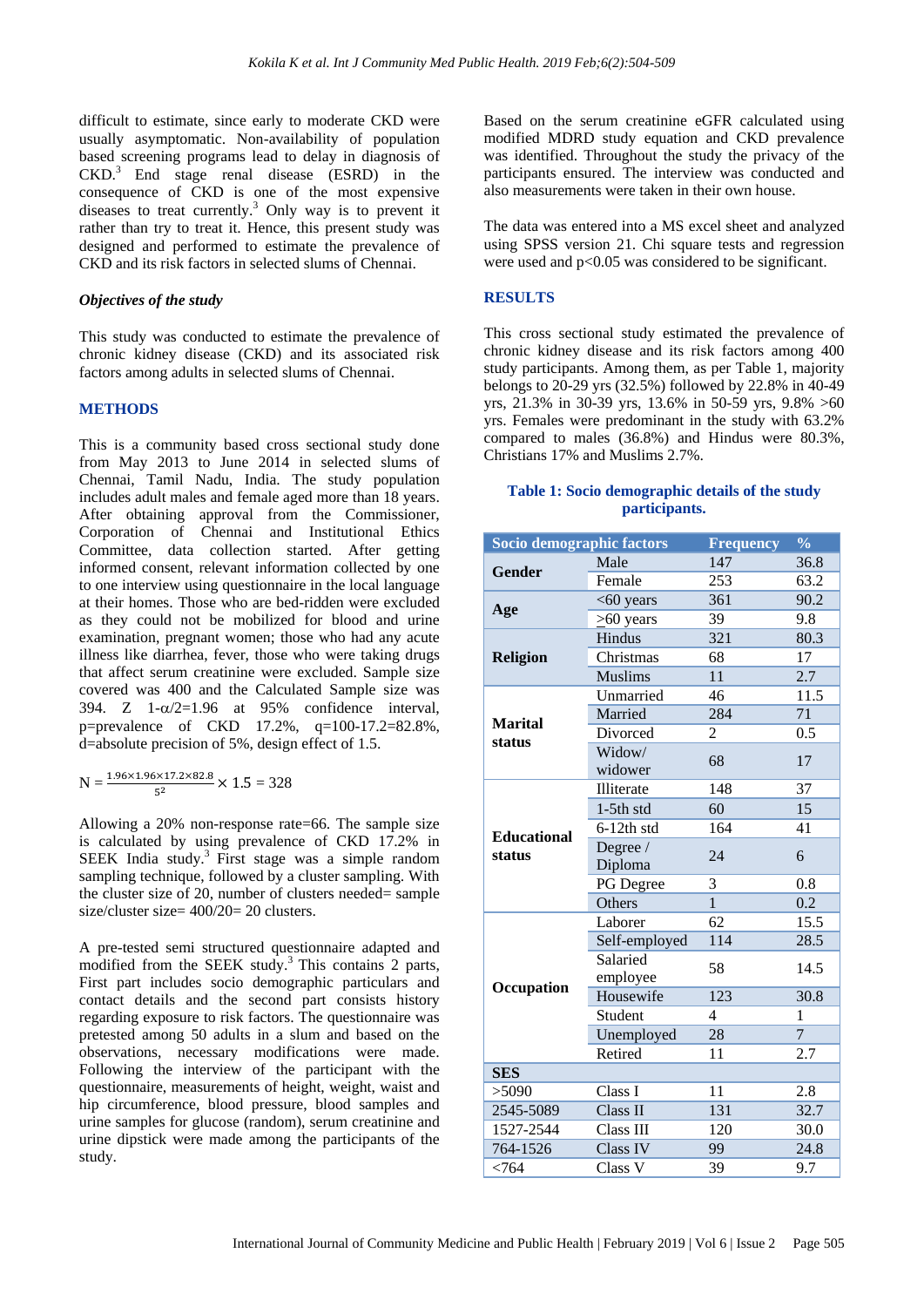difficult to estimate, since early to moderate CKD were usually asymptomatic. Non-availability of population based screening programs lead to delay in diagnosis of CKD.[3] End stage renal disease (ESRD) in the consequence of CKD is one of the most expensive diseases to treat currently.[3] Only way is to prevent it rather than try to treat it. Hence, this present study was designed and performed to estimate the prevalence of CKD and its risk factors in selected slums of Chennai.

### *Objectives of the study*

This study was conducted to estimate the prevalence of chronic kidney disease (CKD) and its associated risk factors among adults in selected slums of Chennai.

## METHODS

This is a community based cross sectional study done from May 2013 to June 2014 in selected slums of Chennai, Tamil Nadu, India. The study population includes adult males and female aged more than 18 years. After obtaining approval from the Commissioner, Corporation of Chennai and Institutional Ethics Committee, data collection started. After getting informed consent, relevant information collected by one to one interview using questionnaire in the local language at their homes. Those who are bed-ridden were excluded as they could not be mobilized for blood and urine examination, pregnant women; those who had any acute illness like diarrhea, fever, those who were taking drugs that affect serum creatinine were excluded. Sample size covered was 400 and the Calculated Sample size was 394. Z $1-\alpha/2=1.96$ at 95% confidence interval, p=prevalence of CKD 17.2%, q=100-17.2=82.8%, d=absolute precision of 5%, design effect of 1.5.

$$N = \frac{1.96 \times 1.96 \times 17.2 \times 82.8}{5^2} \times 1.5 = 328$$

Allowing a 20% non-response rate=66. The sample size is calculated by using prevalence of CKD 17.2% in SEEK India study.[3] First stage was a simple random sampling technique, followed by a cluster sampling. With the cluster size of 20, number of clusters needed= sample size/cluster size= 400/20= 20 clusters.

A pre-tested semi structured questionnaire adapted and modified from the SEEK study.[3] This contains 2 parts, First part includes socio demographic particulars and contact details and the second part consists history regarding exposure to risk factors. The questionnaire was pretested among 50 adults in a slum and based on the observations, necessary modifications were made. Following the interview of the participant with the questionnaire, measurements of height, weight, waist and hip circumference, blood pressure, blood samples and urine samples for glucose (random), serum creatinine and urine dipstick were made among the participants of the study.

Based on the serum creatinine eGFR calculated using modified MDRD study equation and CKD prevalence was identified. Throughout the study the privacy of the participants ensured. The interview was conducted and also measurements were taken in their own house.

The data was entered into a MS excel sheet and analyzed using SPSS version 21. Chi square tests and regression were used and p<0.05 was considered to be significant.

## RESULTS

This cross sectional study estimated the prevalence of chronic kidney disease and its risk factors among 400 study participants. Among them, as per Table 1, majority belongs to 20-29 yrs (32.5%) followed by 22.8% in 40-49 yrs, 21.3% in 30-39 yrs, 13.6% in 50-59 yrs, 9.8% >60 yrs. Females were predominant in the study with 63.2% compared to males (36.8%) and Hindus were 80.3%, Christians 17% and Muslims 2.7%.

**Table 1: Socio demographic details of the study participants.**

| Socio demographic factors | | Frequency | % |
|---|---|---|---|
| **Gender** | Male | 147 | 36.8 |
| | Female | 253 | 63.2 |
| **Age** | <60 years | 361 | 90.2 |
| | ≥60 years | 39 | 9.8 |
| **Religion** | Hindus | 321 | 80.3 |
| | Christmas | 68 | 17 |
| | Muslims | 11 | 2.7 |
| **Marital status** | Unmarried | 46 | 11.5 |
| | Married | 284 | 71 |
| | Divorced | 2 | 0.5 |
| | Widow/ widower | 68 | 17 |
| **Educational status** | Illiterate | 148 | 37 |
| | 1-5th std | 60 | 15 |
| | 6-12th std | 164 | 41 |
| | Degree / Diploma | 24 | 6 |
| | PG Degree | 3 | 0.8 |
| | Others | 1 | 0.2 |
| **Occupation** | Laborer | 62 | 15.5 |
| | Self-employed | 114 | 28.5 |
| | Salaried employee | 58 | 14.5 |
| | Housewife | 123 | 30.8 |
| | Student | 4 | 1 |
| | Unemployed | 28 | 7 |
| | Retired | 11 | 2.7 |
| **SES** | | | |
| >5090 | Class I | 11 | 2.8 |
| 2545-5089 | Class II | 131 | 32.7 |
| 1527-2544 | Class III | 120 | 30.0 |
| 764-1526 | Class IV | 99 | 24.8 |
| <764 | Class V | 39 | 9.7 |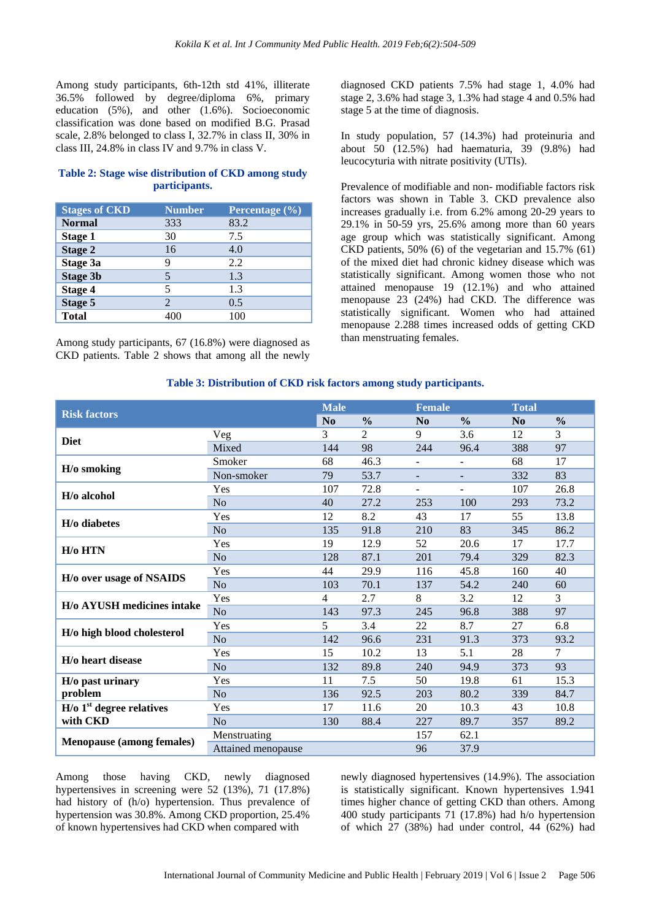Among study participants, 6th-12th std 41%, illiterate 36.5% followed by degree/diploma 6%, primary education (5%), and other (1.6%). Socioeconomic classification was done based on modified B.G. Prasad scale, 2.8% belonged to class I, 32.7% in class II, 30% in class III, 24.8% in class IV and 9.7% in class V.

**Table 2: Stage wise distribution of CKD among study participants.**

| Stages of CKD | Number | Percentage (%) |
|---|---|---|
| **Normal** | 333 | 83.2 |
| **Stage 1** | 30 | 7.5 |
| **Stage 2** | 16 | 4.0 |
| **Stage 3a** | 9 | 2.2 |
| **Stage 3b** | 5 | 1.3 |
| **Stage 4** | 5 | 1.3 |
| **Stage 5** | 2 | 0.5 |
| **Total** | 400 | 100 |

Among study participants, 67 (16.8%) were diagnosed as CKD patients. Table 2 shows that among all the newly diagnosed CKD patients 7.5% had stage 1, 4.0% had stage 2, 3.6% had stage 3, 1.3% had stage 4 and 0.5% had stage 5 at the time of diagnosis.

In study population, 57 (14.3%) had proteinuria and about 50 (12.5%) had haematuria, 39 (9.8%) had leucocyturia with nitrate positivity (UTIs).

Prevalence of modifiable and non- modifiable factors risk factors was shown in Table 3. CKD prevalence also increases gradually i.e. from 6.2% among 20-29 years to 29.1% in 50-59 yrs, 25.6% among more than 60 years age group which was statistically significant. Among CKD patients, 50% (6) of the vegetarian and 15.7% (61) of the mixed diet had chronic kidney disease which was statistically significant. Among women those who not attained menopause 19 (12.1%) and who attained menopause 23 (24%) had CKD. The difference was statistically significant. Women who had attained menopause 2.288 times increased odds of getting CKD than menstruating females.

**Table 3: Distribution of CKD risk factors among study participants.**

| Risk factors | | Male | | Female | | Total | |
|---|---|---|---|---|---|---|---|
| | | No | % | No | % | No | % |
| **Diet** | Veg | 3 | 2 | 9 | 3.6 | 12 | 3 |
| | Mixed | 144 | 98 | 244 | 96.4 | 388 | 97 |
| **H/o smoking** | Smoker | 68 | 46.3 | - | - | 68 | 17 |
| | Non-smoker | 79 | 53.7 | - | - | 332 | 83 |
| **H/o alcohol** | Yes | 107 | 72.8 | - | - | 107 | 26.8 |
| | No | 40 | 27.2 | 253 | 100 | 293 | 73.2 |
| **H/o diabetes** | Yes | 12 | 8.2 | 43 | 17 | 55 | 13.8 |
| | No | 135 | 91.8 | 210 | 83 | 345 | 86.2 |
| **H/o HTN** | Yes | 19 | 12.9 | 52 | 20.6 | 17 | 17.7 |
| | No | 128 | 87.1 | 201 | 79.4 | 329 | 82.3 |
| **H/o over usage of NSAIDS** | Yes | 44 | 29.9 | 116 | 45.8 | 160 | 40 |
| | No | 103 | 70.1 | 137 | 54.2 | 240 | 60 |
| **H/o AYUSH medicines intake** | Yes | 4 | 2.7 | 8 | 3.2 | 12 | 3 |
| | No | 143 | 97.3 | 245 | 96.8 | 388 | 97 |
| **H/o high blood cholesterol** | Yes | 5 | 3.4 | 22 | 8.7 | 27 | 6.8 |
| | No | 142 | 96.6 | 231 | 91.3 | 373 | 93.2 |
| **H/o heart disease** | Yes | 15 | 10.2 | 13 | 5.1 | 28 | 7 |
| | No | 132 | 89.8 | 240 | 94.9 | 373 | 93 |
| **H/o past urinary problem** | Yes | 11 | 7.5 | 50 | 19.8 | 61 | 15.3 |
| | No | 136 | 92.5 | 203 | 80.2 | 339 | 84.7 |
| **H/o 1st degree relatives with CKD** | Yes | 17 | 11.6 | 20 | 10.3 | 43 | 10.8 |
| | No | 130 | 88.4 | 227 | 89.7 | 357 | 89.2 |
| **Menopause (among females)** | Menstruating | | | 157 | 62.1 | | |
| | Attained menopause | | | 96 | 37.9 | | |

Among those having CKD, newly diagnosed hypertensives in screening were 52 (13%), 71 (17.8%) had history of (h/o) hypertension. Thus prevalence of hypertension was 30.8%. Among CKD proportion, 25.4% of known hypertensives had CKD when compared with newly diagnosed hypertensives (14.9%). The association is statistically significant. Known hypertensives 1.941 times higher chance of getting CKD than others. Among 400 study participants 71 (17.8%) had h/o hypertension of which 27 (38%) had under control, 44 (62%) had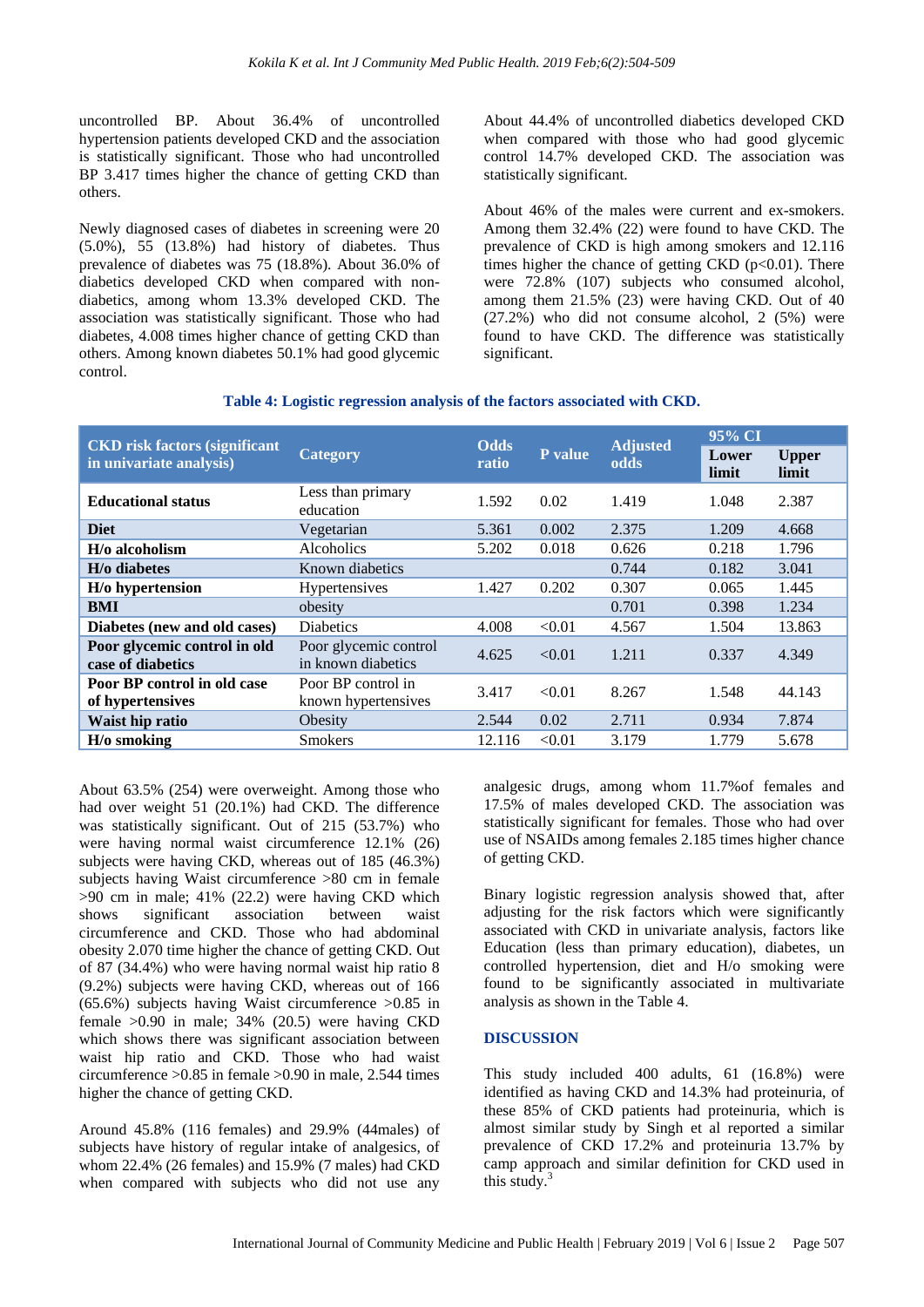uncontrolled BP. About 36.4% of uncontrolled hypertension patients developed CKD and the association is statistically significant. Those who had uncontrolled BP 3.417 times higher the chance of getting CKD than others.

Newly diagnosed cases of diabetes in screening were 20 (5.0%), 55 (13.8%) had history of diabetes. Thus prevalence of diabetes was 75 (18.8%). About 36.0% of diabetics developed CKD when compared with non-diabetics, among whom 13.3% developed CKD. The association was statistically significant. Those who had diabetes, 4.008 times higher chance of getting CKD than others. Among known diabetes 50.1% had good glycemic control.

About 44.4% of uncontrolled diabetics developed CKD when compared with those who had good glycemic control 14.7% developed CKD. The association was statistically significant.

About 46% of the males were current and ex-smokers. Among them 32.4% (22) were found to have CKD. The prevalence of CKD is high among smokers and 12.116 times higher the chance of getting CKD (p<0.01). There were 72.8% (107) subjects who consumed alcohol, among them 21.5% (23) were having CKD. Out of 40 (27.2%) who did not consume alcohol, 2 (5%) were found to have CKD. The difference was statistically significant.

**Table 4: Logistic regression analysis of the factors associated with CKD.**

| CKD risk factors (significant in univariate analysis) | Category | Odds ratio | P value | Adjusted odds | 95% CI | |
|---|---|---|---|---|---|---|
| | | | | | Lower limit | Upper limit |
| **Educational status** | Less than primary education | 1.592 | 0.02 | 1.419 | 1.048 | 2.387 |
| **Diet** | Vegetarian | 5.361 | 0.002 | 2.375 | 1.209 | 4.668 |
| **H/o alcoholism** | Alcoholics | 5.202 | 0.018 | 0.626 | 0.218 | 1.796 |
| **H/o diabetes** | Known diabetics | | | 0.744 | 0.182 | 3.041 |
| **H/o hypertension** | Hypertensives | 1.427 | 0.202 | 0.307 | 0.065 | 1.445 |
| **BMI** | obesity | | | 0.701 | 0.398 | 1.234 |
| **Diabetes (new and old cases)** | Diabetics | 4.008 | <0.01 | 4.567 | 1.504 | 13.863 |
| **Poor glycemic control in old case of diabetics** | Poor glycemic control in known diabetics | 4.625 | <0.01 | 1.211 | 0.337 | 4.349 |
| **Poor BP control in old case of hypertensives** | Poor BP control in known hypertensives | 3.417 | <0.01 | 8.267 | 1.548 | 44.143 |
| **Waist hip ratio** | Obesity | 2.544 | 0.02 | 2.711 | 0.934 | 7.874 |
| **H/o smoking** | Smokers | 12.116 | <0.01 | 3.179 | 1.779 | 5.678 |

About 63.5% (254) were overweight. Among those who had over weight 51 (20.1%) had CKD. The difference was statistically significant. Out of 215 (53.7%) who were having normal waist circumference 12.1% (26) subjects were having CKD, whereas out of 185 (46.3%) subjects having Waist circumference >80 cm in female >90 cm in male; 41% (22.2) were having CKD which shows significant association between waist circumference and CKD. Those who had abdominal obesity 2.070 time higher the chance of getting CKD. Out of 87 (34.4%) who were having normal waist hip ratio 8 (9.2%) subjects were having CKD, whereas out of 166 (65.6%) subjects having Waist circumference >0.85 in female >0.90 in male; 34% (20.5) were having CKD which shows there was significant association between waist hip ratio and CKD. Those who had waist circumference >0.85 in female >0.90 in male, 2.544 times higher the chance of getting CKD.

Around 45.8% (116 females) and 29.9% (44males) of subjects have history of regular intake of analgesics, of whom 22.4% (26 females) and 15.9% (7 males) had CKD when compared with subjects who did not use any analgesic drugs, among whom 11.7%of females and 17.5% of males developed CKD. The association was statistically significant for females. Those who had over use of NSAIDs among females 2.185 times higher chance of getting CKD.

Binary logistic regression analysis showed that, after adjusting for the risk factors which were significantly associated with CKD in univariate analysis, factors like Education (less than primary education), diabetes, un controlled hypertension, diet and H/o smoking were found to be significantly associated in multivariate analysis as shown in the Table 4.

## DISCUSSION

This study included 400 adults, 61 (16.8%) were identified as having CKD and 14.3% had proteinuria, of these 85% of CKD patients had proteinuria, which is almost similar study by Singh et al reported a similar prevalence of CKD 17.2% and proteinuria 13.7% by camp approach and similar definition for CKD used in this study.[3]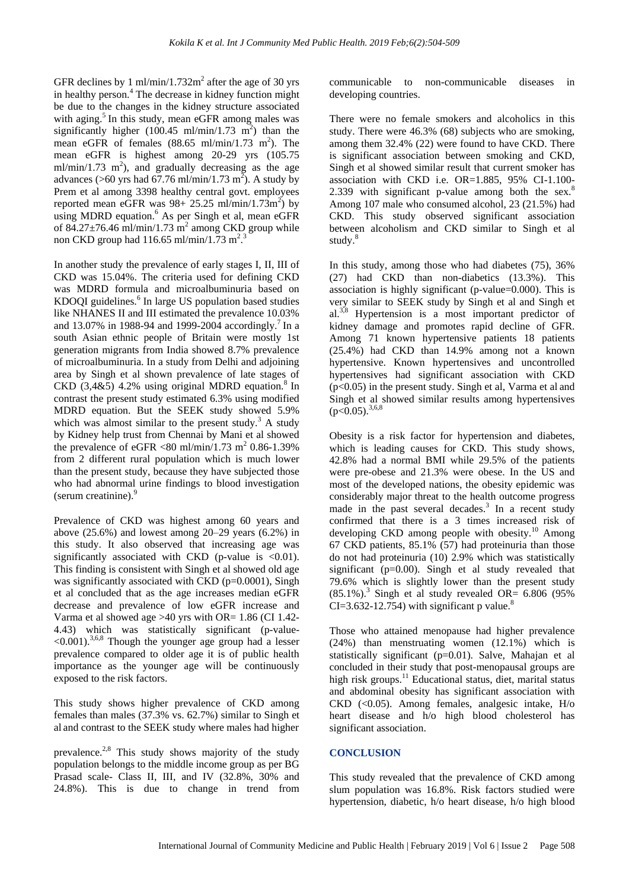GFR declines by 1 ml/min/1.732m$^2$ after the age of 30 yrs in healthy person.[4] The decrease in kidney function might be due to the changes in the kidney structure associated with aging.[5] In this study, mean eGFR among males was significantly higher (100.45 ml/min/1.73 m$^2$) than the mean eGFR of females (88.65 ml/min/1.73 m$^2$). The mean eGFR is highest among 20-29 yrs (105.75 ml/min/1.73 m$^2$), and gradually decreasing as the age advances (>60 yrs had 67.76 ml/min/1.73 m$^2$). A study by Prem et al among 3398 healthy central govt. employees reported mean eGFR was 98+ 25.25 ml/min/1.73m$^2$) by using MDRD equation.[6] As per Singh et al, mean eGFR of 84.27±76.46 ml/min/1.73 m$^2$ among CKD group while non CKD group had 116.65 ml/min/1.73 m$^2$.[3]

In another study the prevalence of early stages I, II, III of CKD was 15.04%. The criteria used for defining CKD was MDRD formula and microalbuminuria based on KDOQI guidelines.[6] In large US population based studies like NHANES II and III estimated the prevalence 10.03% and 13.07% in 1988-94 and 1999-2004 accordingly.[7] In a south Asian ethnic people of Britain were mostly 1st generation migrants from India showed 8.7% prevalence of microalbuminuria. In a study from Delhi and adjoining area by Singh et al shown prevalence of late stages of CKD (3,4&5) 4.2% using original MDRD equation.[8] In contrast the present study estimated 6.3% using modified MDRD equation. But the SEEK study showed 5.9% which was almost similar to the present study.[3] A study by Kidney help trust from Chennai by Mani et al showed the prevalence of eGFR <80 ml/min/1.73 m$^2$ 0.86-1.39% from 2 different rural population which is much lower than the present study, because they have subjected those who had abnormal urine findings to blood investigation (serum creatinine).[9]

Prevalence of CKD was highest among 60 years and above (25.6%) and lowest among 20–29 years (6.2%) in this study. It also observed that increasing age was significantly associated with CKD (p-value is <0.01). This finding is consistent with Singh et al showed old age was significantly associated with CKD (p=0.0001), Singh et al concluded that as the age increases median eGFR decrease and prevalence of low eGFR increase and Varma et al showed age >40 yrs with OR= 1.86 (CI 1.42-4.43) which was statistically significant (p-value-<0.001).[3,6,8] Though the younger age group had a lesser prevalence compared to older age it is of public health importance as the younger age will be continuously exposed to the risk factors.

This study shows higher prevalence of CKD among females than males (37.3% vs. 62.7%) similar to Singh et al and contrast to the SEEK study where males had higher prevalence.[2,8] This study shows majority of the study population belongs to the middle income group as per BG Prasad scale- Class II, III, and IV (32.8%, 30% and 24.8%). This is due to change in trend from communicable to non-communicable diseases in developing countries.

There were no female smokers and alcoholics in this study. There were 46.3% (68) subjects who are smoking, among them 32.4% (22) were found to have CKD. There is significant association between smoking and CKD, Singh et al showed similar result that current smoker has association with CKD i.e. OR=1.885, 95% CI-1.100-2.339 with significant p-value among both the sex.[8] Among 107 male who consumed alcohol, 23 (21.5%) had CKD. This study observed significant association between alcoholism and CKD similar to Singh et al study.[8]

In this study, among those who had diabetes (75), 36% (27) had CKD than non-diabetics (13.3%). This association is highly significant (p-value=0.000). This is very similar to SEEK study by Singh et al and Singh et al.[3,8] Hypertension is a most important predictor of kidney damage and promotes rapid decline of GFR. Among 71 known hypertensive patients 18 patients (25.4%) had CKD than 14.9% among not a known hypertensive. Known hypertensives and uncontrolled hypertensives had significant association with CKD (p<0.05) in the present study. Singh et al, Varma et al and Singh et al showed similar results among hypertensives (p<0.05).[3,6,8]

Obesity is a risk factor for hypertension and diabetes, which is leading causes for CKD. This study shows, 42.8% had a normal BMI while 29.5% of the patients were pre-obese and 21.3% were obese. In the US and most of the developed nations, the obesity epidemic was considerably major threat to the health outcome progress made in the past several decades.[3] In a recent study confirmed that there is a 3 times increased risk of developing CKD among people with obesity.[10] Among 67 CKD patients, 85.1% (57) had proteinuria than those do not had proteinuria (10) 2.9% which was statistically significant (p=0.00). Singh et al study revealed that 79.6% which is slightly lower than the present study (85.1%).[3] Singh et al study revealed OR= 6.806 (95% CI=3.632-12.754) with significant p value.[8]

Those who attained menopause had higher prevalence (24%) than menstruating women (12.1%) which is statistically significant (p=0.01). Salve, Mahajan et al concluded in their study that post-menopausal groups are high risk groups.[11] Educational status, diet, marital status and abdominal obesity has significant association with CKD (<0.05). Among females, analgesic intake, H/o heart disease and h/o high blood cholesterol has significant association.

## CONCLUSION

This study revealed that the prevalence of CKD among slum population was 16.8%. Risk factors studied were hypertension, diabetic, h/o heart disease, h/o high blood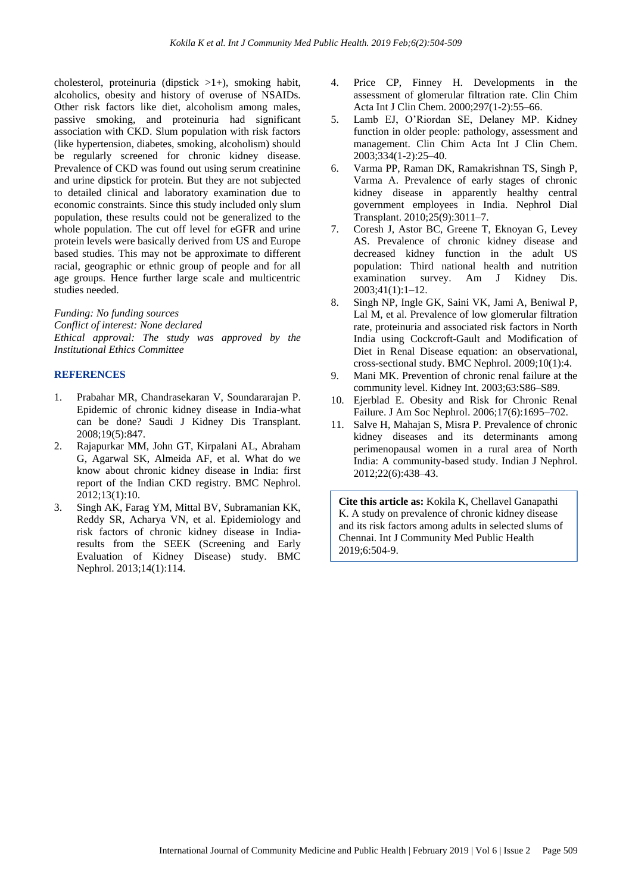cholesterol, proteinuria (dipstick >1+), smoking habit, alcoholics, obesity and history of overuse of NSAIDs. Other risk factors like diet, alcoholism among males, passive smoking, and proteinuria had significant association with CKD. Slum population with risk factors (like hypertension, diabetes, smoking, alcoholism) should be regularly screened for chronic kidney disease. Prevalence of CKD was found out using serum creatinine and urine dipstick for protein. But they are not subjected to detailed clinical and laboratory examination due to economic constraints. Since this study included only slum population, these results could not be generalized to the whole population. The cut off level for eGFR and urine protein levels were basically derived from US and Europe based studies. This may not be approximate to different racial, geographic or ethnic group of people and for all age groups. Hence further large scale and multicentric studies needed.

*Funding: No funding sources*
*Conflict of interest: None declared*
*Ethical approval: The study was approved by the Institutional Ethics Committee*

## REFERENCES

1. Prabahar MR, Chandrasekaran V, Soundararajan P. Epidemic of chronic kidney disease in India-what can be done? Saudi J Kidney Dis Transplant. 2008;19(5):847.
2. Rajapurkar MM, John GT, Kirpalani AL, Abraham G, Agarwal SK, Almeida AF, et al. What do we know about chronic kidney disease in India: first report of the Indian CKD registry. BMC Nephrol. 2012;13(1):10.
3. Singh AK, Farag YM, Mittal BV, Subramanian KK, Reddy SR, Acharya VN, et al. Epidemiology and risk factors of chronic kidney disease in India-results from the SEEK (Screening and Early Evaluation of Kidney Disease) study. BMC Nephrol. 2013;14(1):114.
4. Price CP, Finney H. Developments in the assessment of glomerular filtration rate. Clin Chim Acta Int J Clin Chem. 2000;297(1-2):55–66.
5. Lamb EJ, O'Riordan SE, Delaney MP. Kidney function in older people: pathology, assessment and management. Clin Chim Acta Int J Clin Chem. 2003;334(1-2):25–40.
6. Varma PP, Raman DK, Ramakrishnan TS, Singh P, Varma A. Prevalence of early stages of chronic kidney disease in apparently healthy central government employees in India. Nephrol Dial Transplant. 2010;25(9):3011–7.
7. Coresh J, Astor BC, Greene T, Eknoyan G, Levey AS. Prevalence of chronic kidney disease and decreased kidney function in the adult US population: Third national health and nutrition examination survey. Am J Kidney Dis. 2003;41(1):1–12.
8. Singh NP, Ingle GK, Saini VK, Jami A, Beniwal P, Lal M, et al. Prevalence of low glomerular filtration rate, proteinuria and associated risk factors in North India using Cockcroft-Gault and Modification of Diet in Renal Disease equation: an observational, cross-sectional study. BMC Nephrol. 2009;10(1):4.
9. Mani MK. Prevention of chronic renal failure at the community level. Kidney Int. 2003;63:S86–S89.
10. Ejerblad E. Obesity and Risk for Chronic Renal Failure. J Am Soc Nephrol. 2006;17(6):1695–702.
11. Salve H, Mahajan S, Misra P. Prevalence of chronic kidney diseases and its determinants among perimenopausal women in a rural area of North India: A community-based study. Indian J Nephrol. 2012;22(6):438–43.

**Cite this article as:** Kokila K, Chellavel Ganapathi K. A study on prevalence of chronic kidney disease and its risk factors among adults in selected slums of Chennai. Int J Community Med Public Health 2019;6:504-9.